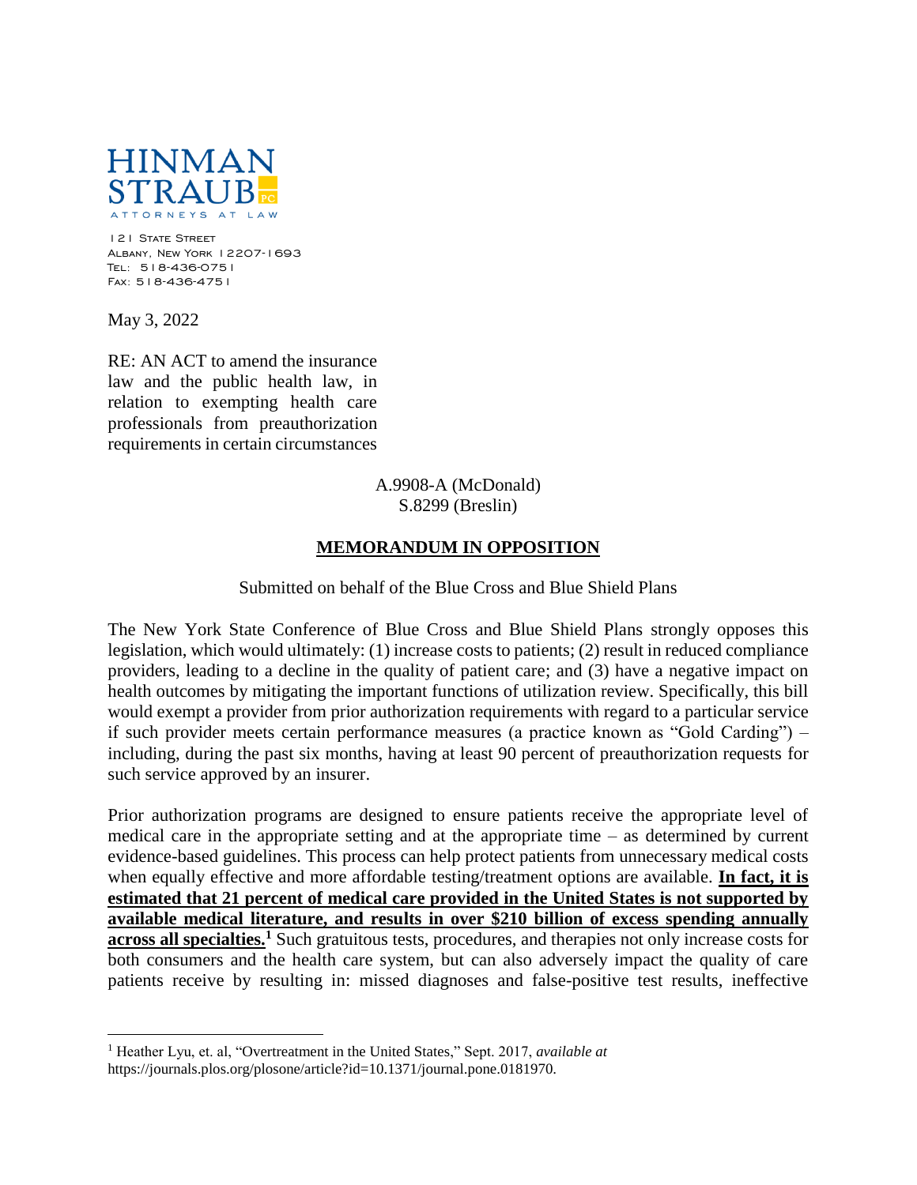**HINMAN STRAUB PC**
ATTORNEYS AT LAW

121 State Street
Albany, New York 12207-1693
Tel: 518-436-0751
Fax: 518-436-4751

May 3, 2022

RE: AN ACT to amend the insurance law and the public health law, in relation to exempting health care professionals from preauthorization requirements in certain circumstances

A.9908-A (McDonald)
S.8299 (Breslin)

**MEMORANDUM IN OPPOSITION**

Submitted on behalf of the Blue Cross and Blue Shield Plans

The New York State Conference of Blue Cross and Blue Shield Plans strongly opposes this legislation, which would ultimately: (1) increase costs to patients; (2) result in reduced compliance providers, leading to a decline in the quality of patient care; and (3) have a negative impact on health outcomes by mitigating the important functions of utilization review. Specifically, this bill would exempt a provider from prior authorization requirements with regard to a particular service if such provider meets certain performance measures (a practice known as "Gold Carding") – including, during the past six months, having at least 90 percent of preauthorization requests for such service approved by an insurer.

Prior authorization programs are designed to ensure patients receive the appropriate level of medical care in the appropriate setting and at the appropriate time – as determined by current evidence-based guidelines. This process can help protect patients from unnecessary medical costs when equally effective and more affordable testing/treatment options are available. **In fact, it is estimated that 21 percent of medical care provided in the United States is not supported by available medical literature, and results in over $210 billion of excess spending annually across all specialties.**[1] Such gratuitous tests, procedures, and therapies not only increase costs for both consumers and the health care system, but can also adversely impact the quality of care patients receive by resulting in: missed diagnoses and false-positive test results, ineffective

[1] Heather Lyu, et. al, "Overtreatment in the United States," Sept. 2017, *available at* https://journals.plos.org/plosone/article?id=10.1371/journal.pone.0181970.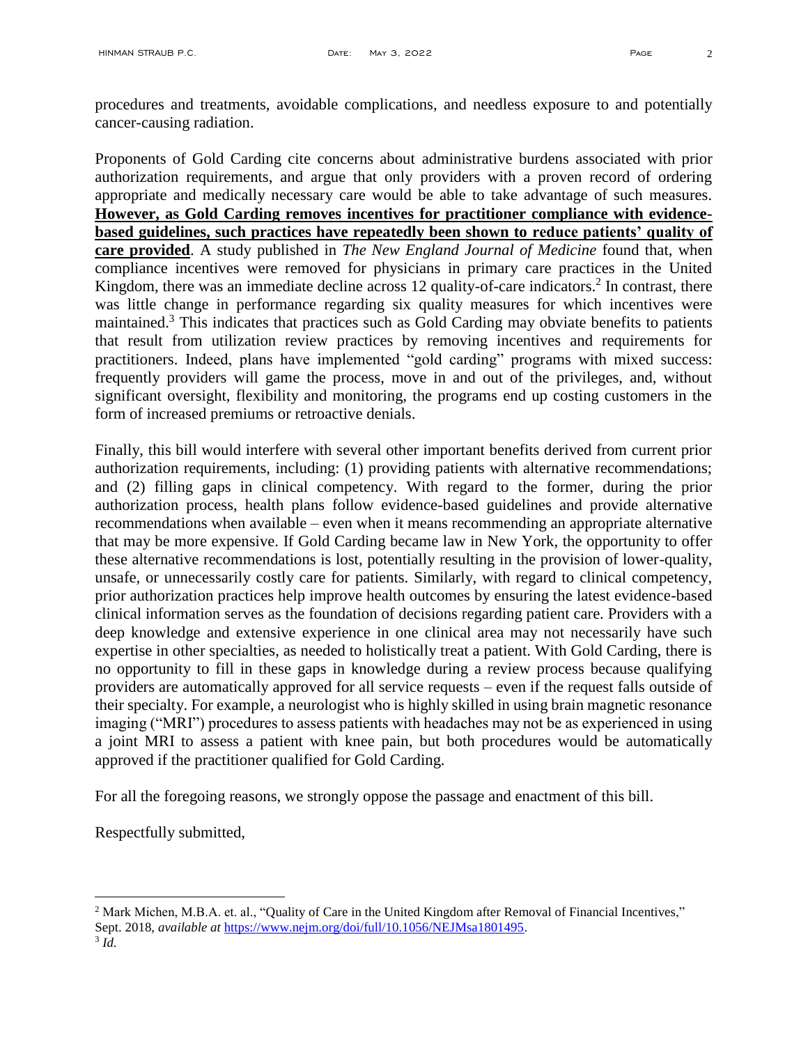procedures and treatments, avoidable complications, and needless exposure to and potentially cancer-causing radiation.

Proponents of Gold Carding cite concerns about administrative burdens associated with prior authorization requirements, and argue that only providers with a proven record of ordering appropriate and medically necessary care would be able to take advantage of such measures. **However, as Gold Carding removes incentives for practitioner compliance with evidence-based guidelines, such practices have repeatedly been shown to reduce patients' quality of care provided**. A study published in *The New England Journal of Medicine* found that, when compliance incentives were removed for physicians in primary care practices in the United Kingdom, there was an immediate decline across 12 quality-of-care indicators.[2] In contrast, there was little change in performance regarding six quality measures for which incentives were maintained.[3] This indicates that practices such as Gold Carding may obviate benefits to patients that result from utilization review practices by removing incentives and requirements for practitioners. Indeed, plans have implemented "gold carding" programs with mixed success: frequently providers will game the process, move in and out of the privileges, and, without significant oversight, flexibility and monitoring, the programs end up costing customers in the form of increased premiums or retroactive denials.

Finally, this bill would interfere with several other important benefits derived from current prior authorization requirements, including: (1) providing patients with alternative recommendations; and (2) filling gaps in clinical competency. With regard to the former, during the prior authorization process, health plans follow evidence-based guidelines and provide alternative recommendations when available – even when it means recommending an appropriate alternative that may be more expensive. If Gold Carding became law in New York, the opportunity to offer these alternative recommendations is lost, potentially resulting in the provision of lower-quality, unsafe, or unnecessarily costly care for patients. Similarly, with regard to clinical competency, prior authorization practices help improve health outcomes by ensuring the latest evidence-based clinical information serves as the foundation of decisions regarding patient care. Providers with a deep knowledge and extensive experience in one clinical area may not necessarily have such expertise in other specialties, as needed to holistically treat a patient. With Gold Carding, there is no opportunity to fill in these gaps in knowledge during a review process because qualifying providers are automatically approved for all service requests – even if the request falls outside of their specialty. For example, a neurologist who is highly skilled in using brain magnetic resonance imaging ("MRI") procedures to assess patients with headaches may not be as experienced in using a joint MRI to assess a patient with knee pain, but both procedures would be automatically approved if the practitioner qualified for Gold Carding.

For all the foregoing reasons, we strongly oppose the passage and enactment of this bill.

Respectfully submitted,

---

[2] Mark Michen, M.B.A. et. al., "Quality of Care in the United Kingdom after Removal of Financial Incentives," Sept. 2018, *available at* https://www.nejm.org/doi/full/10.1056/NEJMsa1801495.

[3] *Id.*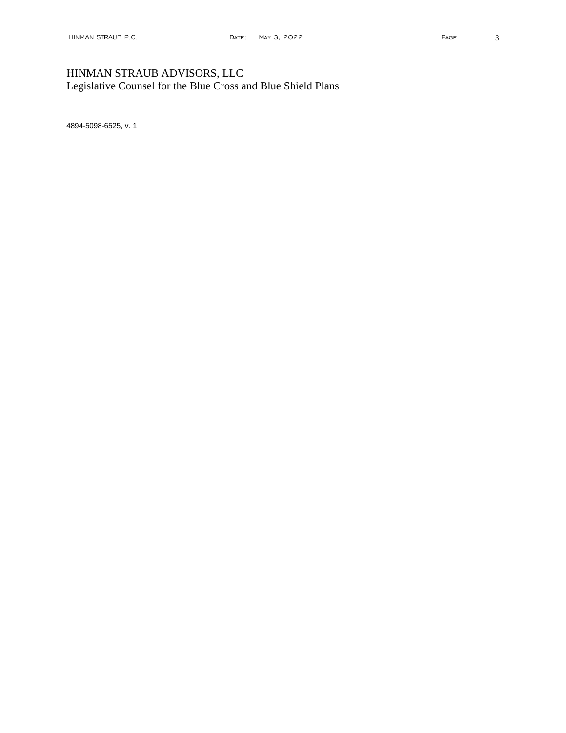HINMAN STRAUB ADVISORS, LLC
Legislative Counsel for the Blue Cross and Blue Shield Plans

4894-5098-6525, v. 1